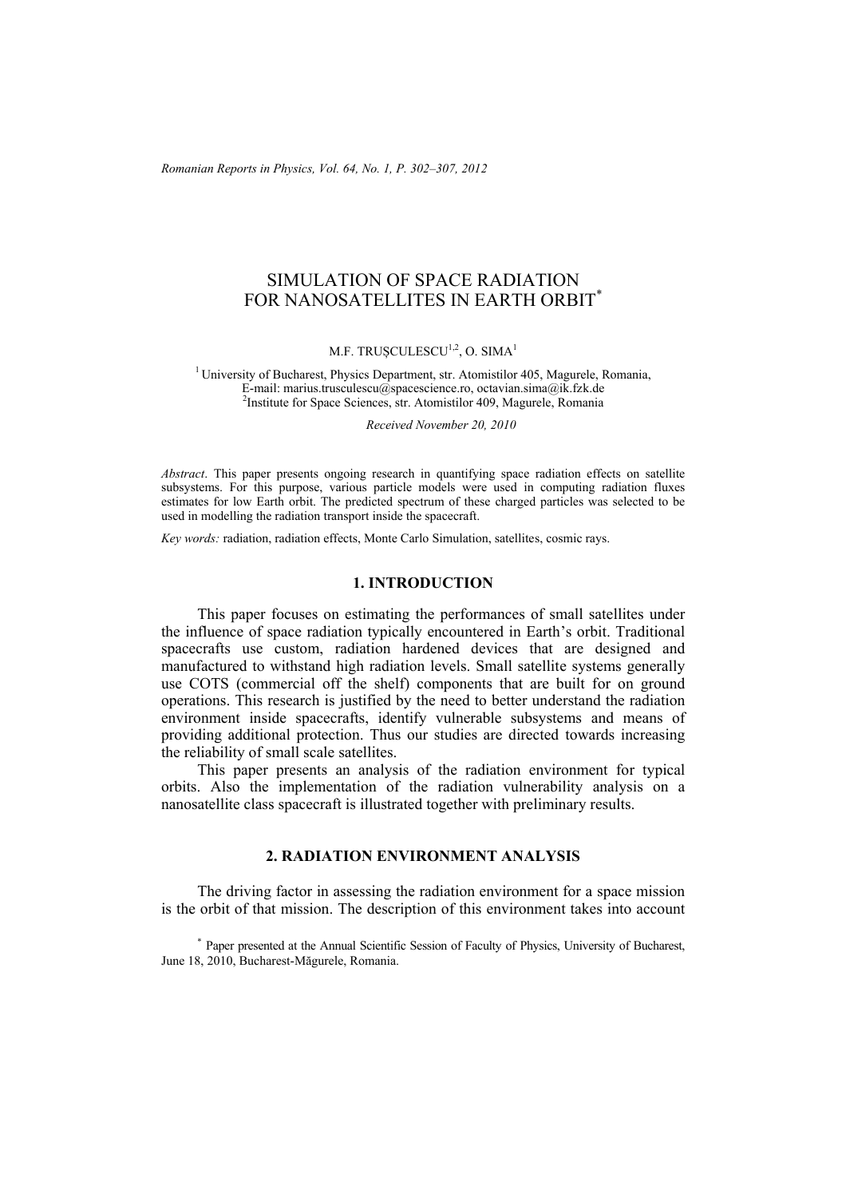# SIMULATION OF SPACE RADIATION FOR NANOSATELLITES IN EARTH ORBIT*

M.F. TRUȘCULESCU[1,2], O. SIMA[1]

[1] University of Bucharest, Physics Department, str. Atomistilor 405, Magurele, Romania,
E-mail: marius.trusculescu@spacescience.ro, octavian.sima@ik.fzk.de
[2] Institute for Space Sciences, str. Atomistilor 409, Magurele, Romania

*Received November 20, 2010*

*Abstract*. This paper presents ongoing research in quantifying space radiation effects on satellite subsystems. For this purpose, various particle models were used in computing radiation fluxes estimates for low Earth orbit. The predicted spectrum of these charged particles was selected to be used in modelling the radiation transport inside the spacecraft.

*Key words:* radiation, radiation effects, Monte Carlo Simulation, satellites, cosmic rays.

## 1. INTRODUCTION

This paper focuses on estimating the performances of small satellites under the influence of space radiation typically encountered in Earth's orbit. Traditional spacecrafts use custom, radiation hardened devices that are designed and manufactured to withstand high radiation levels. Small satellite systems generally use COTS (commercial off the shelf) components that are built for on ground operations. This research is justified by the need to better understand the radiation environment inside spacecrafts, identify vulnerable subsystems and means of providing additional protection. Thus our studies are directed towards increasing the reliability of small scale satellites.

This paper presents an analysis of the radiation environment for typical orbits. Also the implementation of the radiation vulnerability analysis on a nanosatellite class spacecraft is illustrated together with preliminary results.

## 2. RADIATION ENVIRONMENT ANALYSIS

The driving factor in assessing the radiation environment for a space mission is the orbit of that mission. The description of this environment takes into account

* Paper presented at the Annual Scientific Session of Faculty of Physics, University of Bucharest, June 18, 2010, Bucharest-Măgurele, Romania.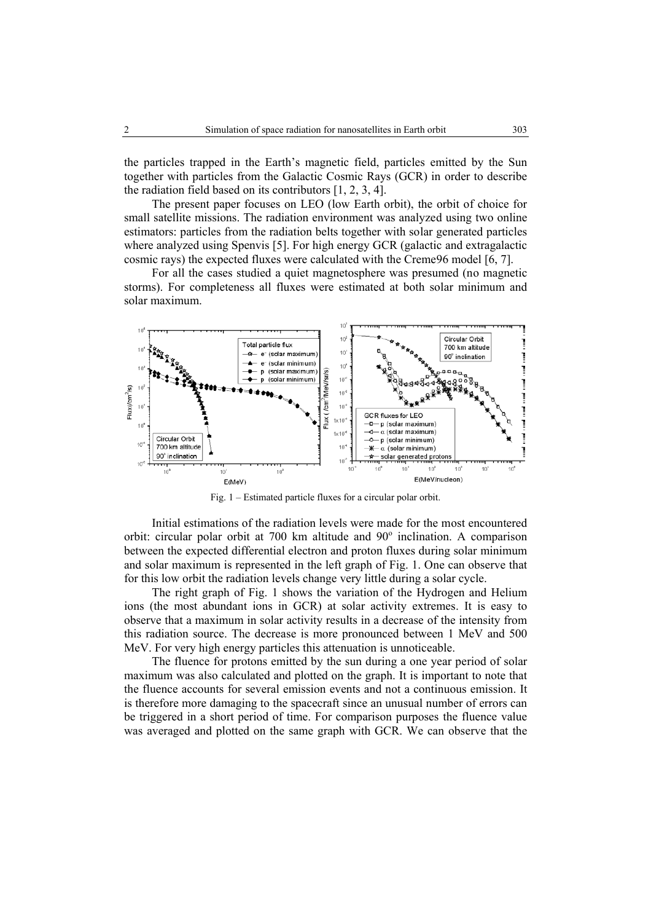the particles trapped in the Earth's magnetic field, particles emitted by the Sun together with particles from the Galactic Cosmic Rays (GCR) in order to describe the radiation field based on its contributors [1, 2, 3, 4].

The present paper focuses on LEO (low Earth orbit), the orbit of choice for small satellite missions. The radiation environment was analyzed using two online estimators: particles from the radiation belts together with solar generated particles where analyzed using Spenvis [5]. For high energy GCR (galactic and extragalactic cosmic rays) the expected fluxes were calculated with the Creme96 model [6, 7].

For all the cases studied a quiet magnetosphere was presumed (no magnetic storms). For completeness all fluxes were estimated at both solar minimum and solar maximum.

Fig. 1 – Estimated particle fluxes for a circular polar orbit.

Initial estimations of the radiation levels were made for the most encountered orbit: circular polar orbit at 700 km altitude and 90° inclination. A comparison between the expected differential electron and proton fluxes during solar minimum and solar maximum is represented in the left graph of Fig. 1. One can observe that for this low orbit the radiation levels change very little during a solar cycle.

The right graph of Fig. 1 shows the variation of the Hydrogen and Helium ions (the most abundant ions in GCR) at solar activity extremes. It is easy to observe that a maximum in solar activity results in a decrease of the intensity from this radiation source. The decrease is more pronounced between 1 MeV and 500 MeV. For very high energy particles this attenuation is unnoticeable.

The fluence for protons emitted by the sun during a one year period of solar maximum was also calculated and plotted on the graph. It is important to note that the fluence accounts for several emission events and not a continuous emission. It is therefore more damaging to the spacecraft since an unusual number of errors can be triggered in a short period of time. For comparison purposes the fluence value was averaged and plotted on the same graph with GCR. We can observe that the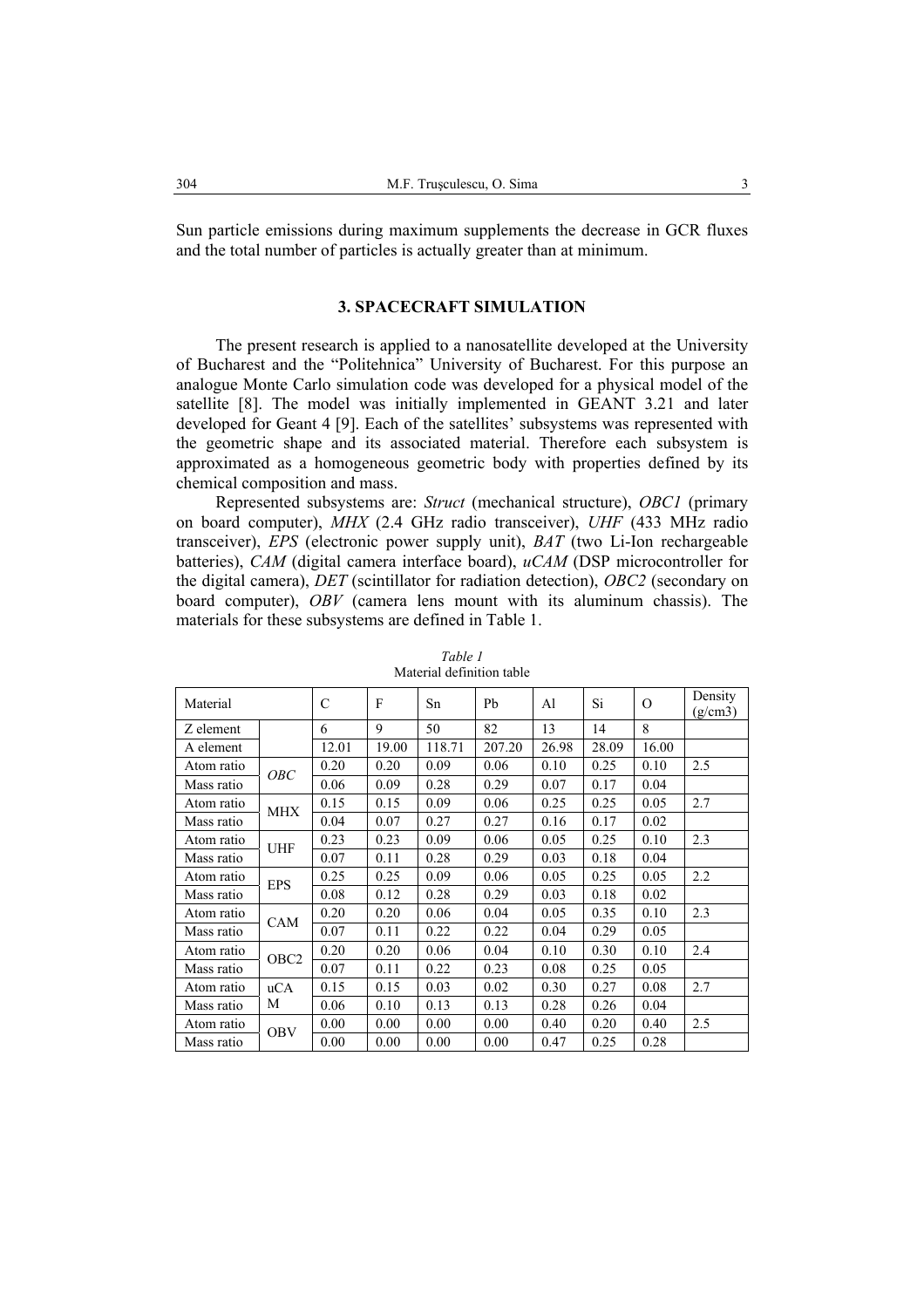Sun particle emissions during maximum supplements the decrease in GCR fluxes and the total number of particles is actually greater than at minimum.

## 3. SPACECRAFT SIMULATION

The present research is applied to a nanosatellite developed at the University of Bucharest and the "Politehnica" University of Bucharest. For this purpose an analogue Monte Carlo simulation code was developed for a physical model of the satellite [8]. The model was initially implemented in GEANT 3.21 and later developed for Geant 4 [9]. Each of the satellites' subsystems was represented with the geometric shape and its associated material. Therefore each subsystem is approximated as a homogeneous geometric body with properties defined by its chemical composition and mass.

Represented subsystems are: *Struct* (mechanical structure), *OBC1* (primary on board computer), *MHX* (2.4 GHz radio transceiver), *UHF* (433 MHz radio transceiver), *EPS* (electronic power supply unit), *BAT* (two Li-Ion rechargeable batteries), *CAM* (digital camera interface board), *uCAM* (DSP microcontroller for the digital camera), *DET* (scintillator for radiation detection), *OBC2* (secondary on board computer), *OBV* (camera lens mount with its aluminum chassis). The materials for these subsystems are defined in Table 1.

*Table 1*
Material definition table

| Material | | C | F | Sn | Pb | Al | Si | O | Density (g/cm3) |
|---|---|---|---|---|---|---|---|---|---|
| Z element | | 6 | 9 | 50 | 82 | 13 | 14 | 8 | |
| A element | | 12.01 | 19.00 | 118.71 | 207.20 | 26.98 | 28.09 | 16.00 | |
| Atom ratio | *OBC* | 0.20 | 0.20 | 0.09 | 0.06 | 0.10 | 0.25 | 0.10 | 2.5 |
| Mass ratio | | 0.06 | 0.09 | 0.28 | 0.29 | 0.07 | 0.17 | 0.04 | |
| Atom ratio | MHX | 0.15 | 0.15 | 0.09 | 0.06 | 0.25 | 0.25 | 0.05 | 2.7 |
| Mass ratio | | 0.04 | 0.07 | 0.27 | 0.27 | 0.16 | 0.17 | 0.02 | |
| Atom ratio | UHF | 0.23 | 0.23 | 0.09 | 0.06 | 0.05 | 0.25 | 0.10 | 2.3 |
| Mass ratio | | 0.07 | 0.11 | 0.28 | 0.29 | 0.03 | 0.18 | 0.04 | |
| Atom ratio | EPS | 0.25 | 0.25 | 0.09 | 0.06 | 0.05 | 0.25 | 0.05 | 2.2 |
| Mass ratio | | 0.08 | 0.12 | 0.28 | 0.29 | 0.03 | 0.18 | 0.02 | |
| Atom ratio | CAM | 0.20 | 0.20 | 0.06 | 0.04 | 0.05 | 0.35 | 0.10 | 2.3 |
| Mass ratio | | 0.07 | 0.11 | 0.22 | 0.22 | 0.04 | 0.29 | 0.05 | |
| Atom ratio | OBC2 | 0.20 | 0.20 | 0.06 | 0.04 | 0.10 | 0.30 | 0.10 | 2.4 |
| Mass ratio | | 0.07 | 0.11 | 0.22 | 0.23 | 0.08 | 0.25 | 0.05 | |
| Atom ratio | uCAM | 0.15 | 0.15 | 0.03 | 0.02 | 0.30 | 0.27 | 0.08 | 2.7 |
| Mass ratio | | 0.06 | 0.10 | 0.13 | 0.13 | 0.28 | 0.26 | 0.04 | |
| Atom ratio | OBV | 0.00 | 0.00 | 0.00 | 0.00 | 0.40 | 0.20 | 0.40 | 2.5 |
| Mass ratio | | 0.00 | 0.00 | 0.00 | 0.00 | 0.47 | 0.25 | 0.28 | |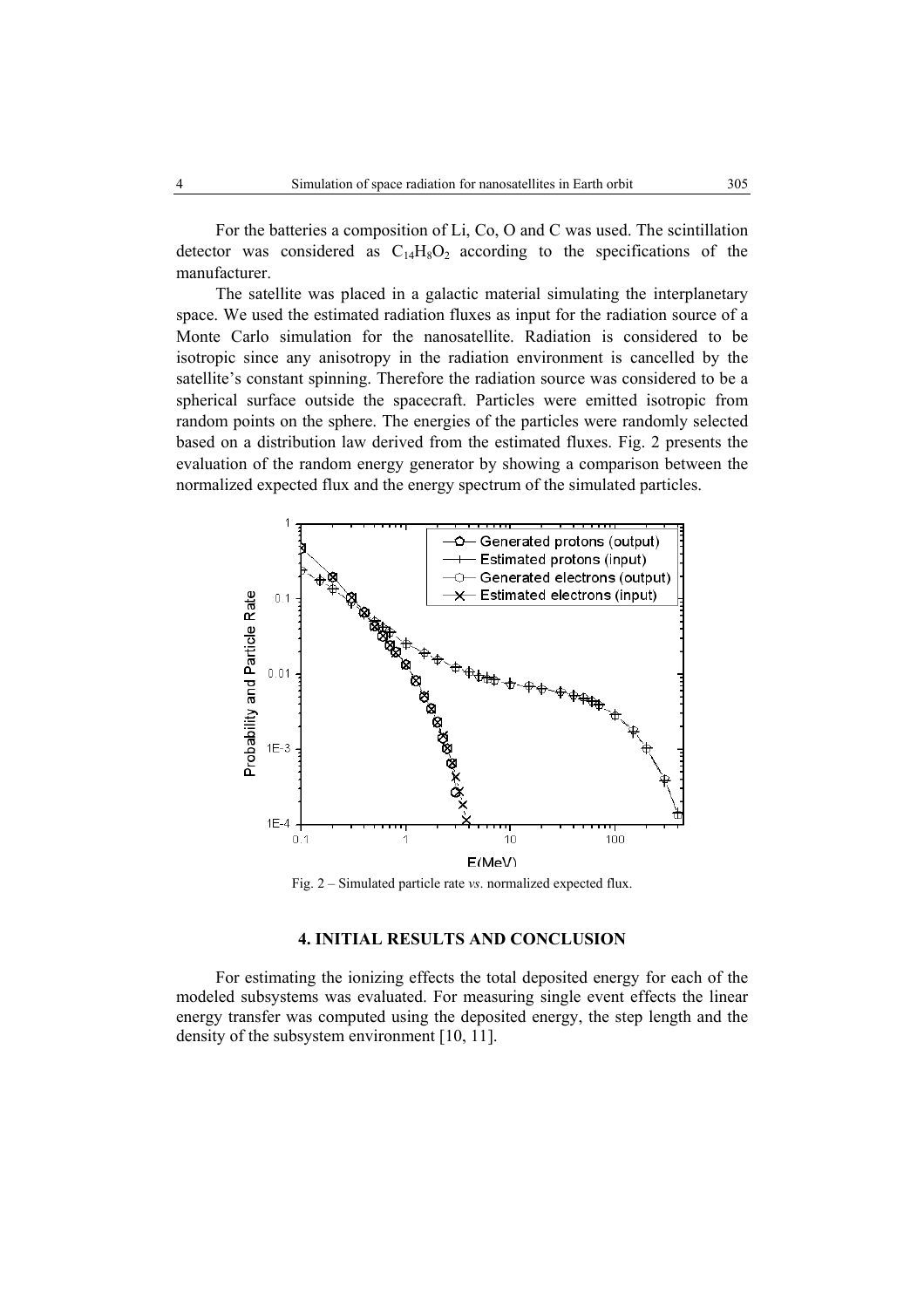For the batteries a composition of Li, Co, O and C was used. The scintillation detector was considered as $C_{14}H_8O_2$ according to the specifications of the manufacturer.

The satellite was placed in a galactic material simulating the interplanetary space. We used the estimated radiation fluxes as input for the radiation source of a Monte Carlo simulation for the nanosatellite. Radiation is considered to be isotropic since any anisotropy in the radiation environment is cancelled by the satellite's constant spinning. Therefore the radiation source was considered to be a spherical surface outside the spacecraft. Particles were emitted isotropic from random points on the sphere. The energies of the particles were randomly selected based on a distribution law derived from the estimated fluxes. Fig. 2 presents the evaluation of the random energy generator by showing a comparison between the normalized expected flux and the energy spectrum of the simulated particles.

Fig. 2 – Simulated particle rate *vs*. normalized expected flux.

## 4. INITIAL RESULTS AND CONCLUSION

For estimating the ionizing effects the total deposited energy for each of the modeled subsystems was evaluated. For measuring single event effects the linear energy transfer was computed using the deposited energy, the step length and the density of the subsystem environment [10, 11].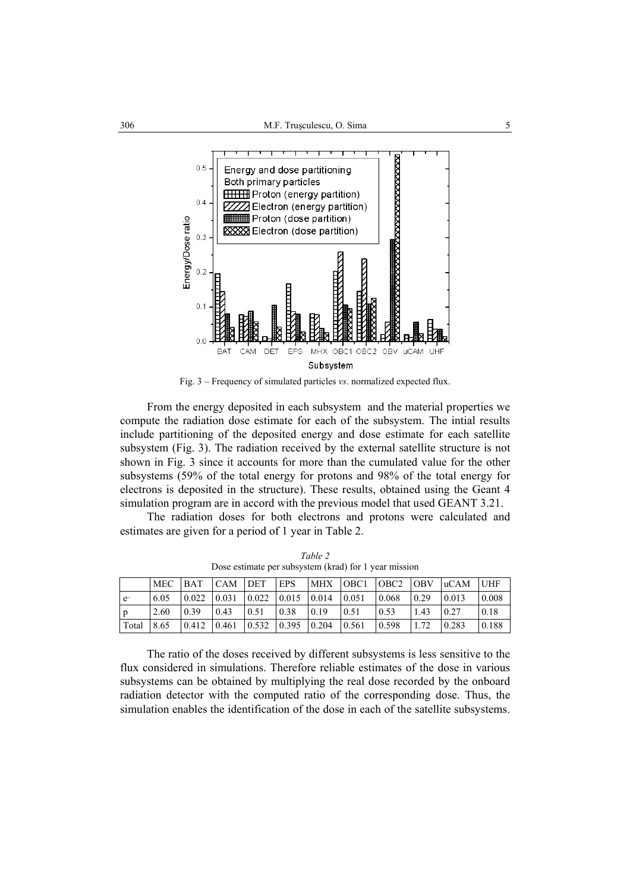Fig. 3 – Frequency of simulated particles *vs*. normalized expected flux.

From the energy deposited in each subsystem and the material properties we compute the radiation dose estimate for each of the subsystem. The intial results include partitioning of the deposited energy and dose estimate for each satellite subsystem (Fig. 3). The radiation received by the external satellite structure is not shown in Fig. 3 since it accounts for more than the cumulated value for the other subsystems (59% of the total energy for protons and 98% of the total energy for electrons is deposited in the structure). These results, obtained using the Geant 4 simulation program are in accord with the previous model that used GEANT 3.21.

The radiation doses for both electrons and protons were calculated and estimates are given for a period of 1 year in Table 2.

*Table 2*

Dose estimate per subsystem (krad) for 1 year mission

| | MEC | BAT | CAM | DET | EPS | MHX | OBC1 | OBC2 | OBV | uCAM | UHF |
|---|---|---|---|---|---|---|---|---|---|---|---|
| $e^-$ | 6.05 | 0.022 | 0.031 | 0.022 | 0.015 | 0.014 | 0.051 | 0.068 | 0.29 | 0.013 | 0.008 |
| p | 2.60 | 0.39 | 0.43 | 0.51 | 0.38 | 0.19 | 0.51 | 0.53 | 1.43 | 0.27 | 0.18 |
| Total | 8.65 | 0.412 | 0.461 | 0.532 | 0.395 | 0.204 | 0.561 | 0.598 | 1.72 | 0.283 | 0.188 |

The ratio of the doses received by different subsystems is less sensitive to the flux considered in simulations. Therefore reliable estimates of the dose in various subsystems can be obtained by multiplying the real dose recorded by the onboard radiation detector with the computed ratio of the corresponding dose. Thus, the simulation enables the identification of the dose in each of the satellite subsystems.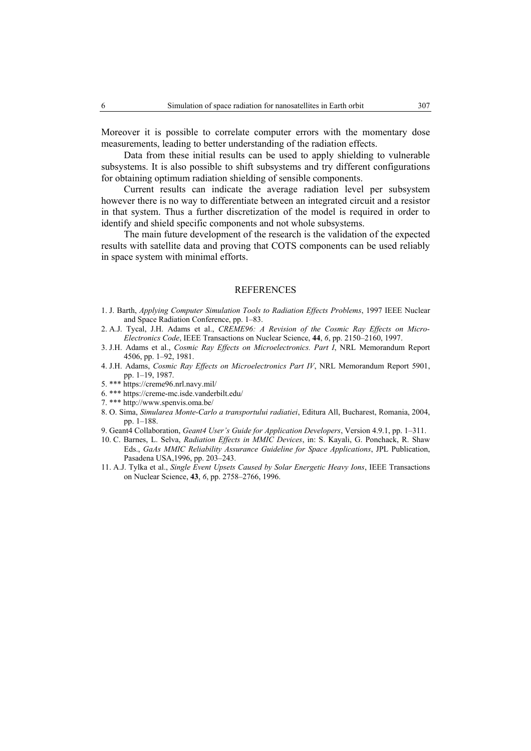Moreover it is possible to correlate computer errors with the momentary dose measurements, leading to better understanding of the radiation effects.

Data from these initial results can be used to apply shielding to vulnerable subsystems. It is also possible to shift subsystems and try different configurations for obtaining optimum radiation shielding of sensible components.

Current results can indicate the average radiation level per subsystem however there is no way to differentiate between an integrated circuit and a resistor in that system. Thus a further discretization of the model is required in order to identify and shield specific components and not whole subsystems.

The main future development of the research is the validation of the expected results with satellite data and proving that COTS components can be used reliably in space system with minimal efforts.

## REFERENCES

1. J. Barth, *Applying Computer Simulation Tools to Radiation Effects Problems*, 1997 IEEE Nuclear and Space Radiation Conference, pp. 1–83.
2. A.J. Tycal, J.H. Adams et al., *CREME96: A Revision of the Cosmic Ray Effects on Micro-Electronics Code*, IEEE Transactions on Nuclear Science, **44**, *6*, pp. 2150–2160, 1997.
3. J.H. Adams et al., *Cosmic Ray Effects on Microelectronics. Part I*, NRL Memorandum Report 4506, pp. 1–92, 1981.
4. J.H. Adams, *Cosmic Ray Effects on Microelectronics Part IV*, NRL Memorandum Report 5901, pp. 1–19, 1987.
5. *** https://creme96.nrl.navy.mil/
6. *** https://creme-mc.isde.vanderbilt.edu/
7. *** http://www.spenvis.oma.be/
8. O. Sima, *Simularea Monte-Carlo a transportului radiatiei*, Editura All, Bucharest, Romania, 2004, pp. 1–188.
9. Geant4 Collaboration, *Geant4 User's Guide for Application Developers*, Version 4.9.1, pp. 1–311.
10. C. Barnes, L. Selva, *Radiation Effects in MMIC Devices*, in: S. Kayali, G. Ponchack, R. Shaw Eds., *GaAs MMIC Reliability Assurance Guideline for Space Applications*, JPL Publication, Pasadena USA,1996, pp. 203–243.
11. A.J. Tylka et al., *Single Event Upsets Caused by Solar Energetic Heavy Ions*, IEEE Transactions on Nuclear Science, **43**, *6*, pp. 2758–2766, 1996.